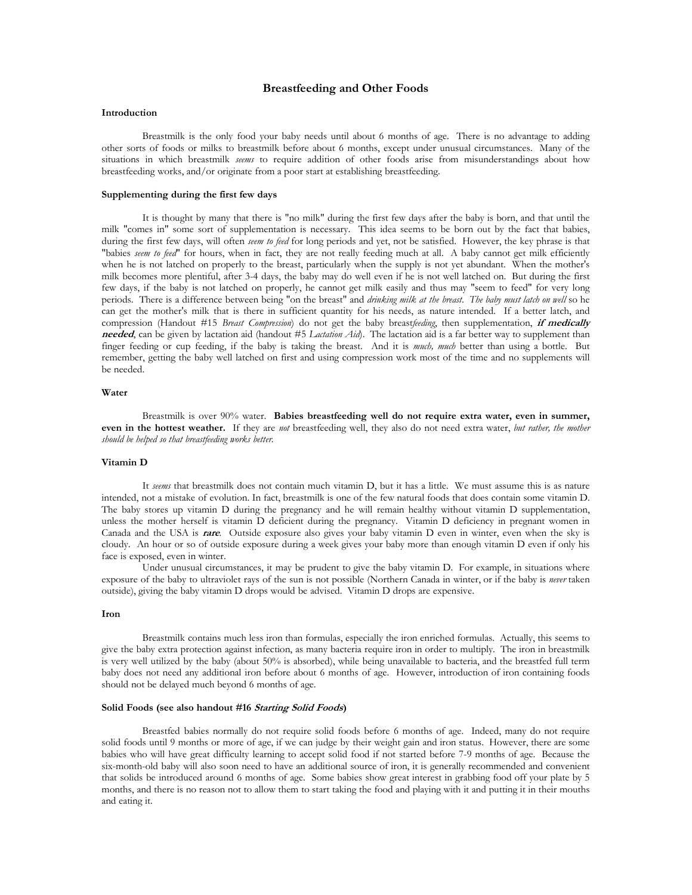# Breastfeeding and Other Foods

### Introduction

Breastmilk is the only food your baby needs until about 6 months of age. There is no advantage to adding other sorts of foods or milks to breastmilk before about 6 months, except under unusual circumstances. Many of the situations in which breastmilk *seems* to require addition of other foods arise from misunderstandings about how breastfeeding works, and/or originate from a poor start at establishing breastfeeding.

### Supplementing during the first few days

It is thought by many that there is "no milk" during the first few days after the baby is born, and that until the milk "comes in" some sort of supplementation is necessary. This idea seems to be born out by the fact that babies, during the first few days, will often *seem to feed* for long periods and yet, not be satisfied. However, the key phrase is that "babies *seem to feed*" for hours, when in fact, they are not really feeding much at all. A baby cannot get milk efficiently when he is not latched on properly to the breast, particularly when the supply is not yet abundant. When the mother's milk becomes more plentiful, after 3-4 days, the baby may do well even if he is not well latched on. But during the first few days, if the baby is not latched on properly, he cannot get milk easily and thus may "seem to feed" for very long periods. There is a difference between being "on the breast" and *drinking milk at the breast*. *The baby must latch on well* so he can get the mother's milk that is there in sufficient quantity for his needs, as nature intended. If a better latch, and compression (Handout #15 *Breast Compression*) do not get the baby breast*feeding*, then supplementation, ***if medically needed***, can be given by lactation aid (handout #5 *Lactation Aid*). The lactation aid is a far better way to supplement than finger feeding or cup feeding, if the baby is taking the breast. And it is *much, much* better than using a bottle. But remember, getting the baby well latched on first and using compression work most of the time and no supplements will be needed.

### Water

Breastmilk is over 90% water. **Babies breastfeeding well do not require extra water, even in summer, even in the hottest weather.** If they are *not* breastfeeding well, they also do not need extra water, *but rather, the mother should be helped so that breastfeeding works better.*

### Vitamin D

It *seems* that breastmilk does not contain much vitamin D, but it has a little. We must assume this is as nature intended, not a mistake of evolution. In fact, breastmilk is one of the few natural foods that does contain some vitamin D. The baby stores up vitamin D during the pregnancy and he will remain healthy without vitamin D supplementation, unless the mother herself is vitamin D deficient during the pregnancy. Vitamin D deficiency in pregnant women in Canada and the USA is ***rare***. Outside exposure also gives your baby vitamin D even in winter, even when the sky is cloudy. An hour or so of outside exposure during a week gives your baby more than enough vitamin D even if only his face is exposed, even in winter.

Under unusual circumstances, it may be prudent to give the baby vitamin D. For example, in situations where exposure of the baby to ultraviolet rays of the sun is not possible (Northern Canada in winter, or if the baby is *never* taken outside), giving the baby vitamin D drops would be advised. Vitamin D drops are expensive.

### Iron

Breastmilk contains much less iron than formulas, especially the iron enriched formulas. Actually, this seems to give the baby extra protection against infection, as many bacteria require iron in order to multiply. The iron in breastmilk is very well utilized by the baby (about 50% is absorbed), while being unavailable to bacteria, and the breastfed full term baby does not need any additional iron before about 6 months of age. However, introduction of iron containing foods should not be delayed much beyond 6 months of age.

### Solid Foods (see also handout #16 *Starting Solid Foods*)

Breastfed babies normally do not require solid foods before 6 months of age. Indeed, many do not require solid foods until 9 months or more of age, if we can judge by their weight gain and iron status. However, there are some babies who will have great difficulty learning to accept solid food if not started before 7-9 months of age. Because the six-month-old baby will also soon need to have an additional source of iron, it is generally recommended and convenient that solids be introduced around 6 months of age. Some babies show great interest in grabbing food off your plate by 5 months, and there is no reason not to allow them to start taking the food and playing with it and putting it in their mouths and eating it.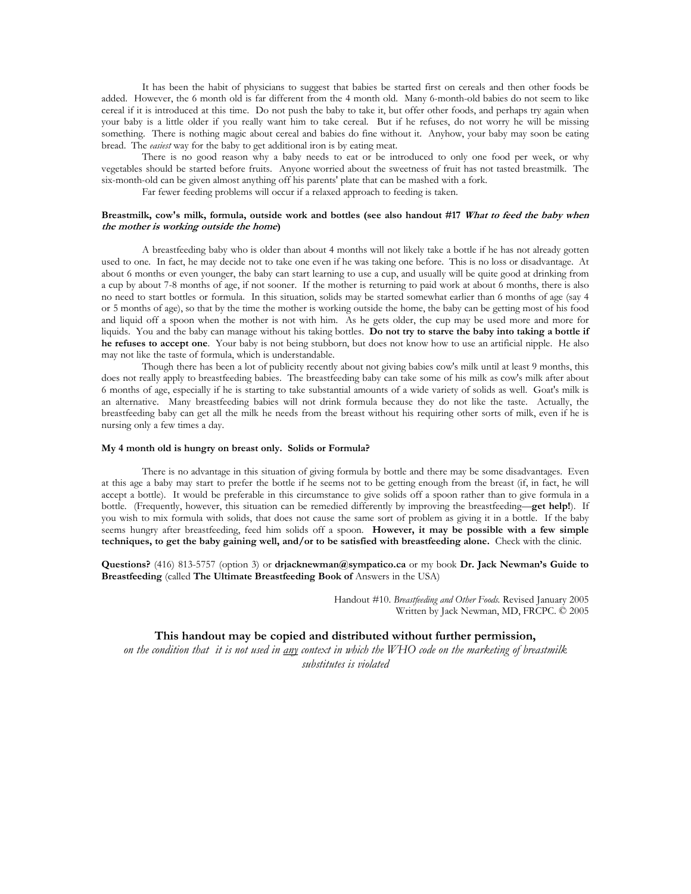It has been the habit of physicians to suggest that babies be started first on cereals and then other foods be added. However, the 6 month old is far different from the 4 month old. Many 6-month-old babies do not seem to like cereal if it is introduced at this time. Do not push the baby to take it, but offer other foods, and perhaps try again when your baby is a little older if you really want him to take cereal. But if he refuses, do not worry he will be missing something. There is nothing magic about cereal and babies do fine without it. Anyhow, your baby may soon be eating bread. The *easiest* way for the baby to get additional iron is by eating meat.

There is no good reason why a baby needs to eat or be introduced to only one food per week, or why vegetables should be started before fruits. Anyone worried about the sweetness of fruit has not tasted breastmilk. The six-month-old can be given almost anything off his parents' plate that can be mashed with a fork.

Far fewer feeding problems will occur if a relaxed approach to feeding is taken.

**Breastmilk, cow's milk, formula, outside work and bottles (see also handout #17 *What to feed the baby when the mother is working outside the home*)**

A breastfeeding baby who is older than about 4 months will not likely take a bottle if he has not already gotten used to one. In fact, he may decide not to take one even if he was taking one before. This is no loss or disadvantage. At about 6 months or even younger, the baby can start learning to use a cup, and usually will be quite good at drinking from a cup by about 7-8 months of age, if not sooner. If the mother is returning to paid work at about 6 months, there is also no need to start bottles or formula. In this situation, solids may be started somewhat earlier than 6 months of age (say 4 or 5 months of age), so that by the time the mother is working outside the home, the baby can be getting most of his food and liquid off a spoon when the mother is not with him. As he gets older, the cup may be used more and more for liquids. You and the baby can manage without his taking bottles. **Do not try to starve the baby into taking a bottle if he refuses to accept one**. Your baby is not being stubborn, but does not know how to use an artificial nipple. He also may not like the taste of formula, which is understandable.

Though there has been a lot of publicity recently about not giving babies cow's milk until at least 9 months, this does not really apply to breastfeeding babies. The breastfeeding baby can take some of his milk as cow's milk after about 6 months of age, especially if he is starting to take substantial amounts of a wide variety of solids as well. Goat's milk is an alternative. Many breastfeeding babies will not drink formula because they do not like the taste. Actually, the breastfeeding baby can get all the milk he needs from the breast without his requiring other sorts of milk, even if he is nursing only a few times a day.

**My 4 month old is hungry on breast only. Solids or Formula?**

There is no advantage in this situation of giving formula by bottle and there may be some disadvantages. Even at this age a baby may start to prefer the bottle if he seems not to be getting enough from the breast (if, in fact, he will accept a bottle). It would be preferable in this circumstance to give solids off a spoon rather than to give formula in a bottle. (Frequently, however, this situation can be remedied differently by improving the breastfeeding—**get help!**). If you wish to mix formula with solids, that does not cause the same sort of problem as giving it in a bottle. If the baby seems hungry after breastfeeding, feed him solids off a spoon. **However, it may be possible with a few simple techniques, to get the baby gaining well, and/or to be satisfied with breastfeeding alone.** Check with the clinic.

**Questions?** (416) 813-5757 (option 3) or **drjacknewman@sympatico.ca** or my book **Dr. Jack Newman's Guide to Breastfeeding** (called **The Ultimate Breastfeeding Book of** Answers in the USA)

Handout #10. *Breastfeeding and Other Foods.* Revised January 2005
Written by Jack Newman, MD, FRCPC. © 2005

**This handout may be copied and distributed without further permission,**
*on the condition that it is not used in any context in which the WHO code on the marketing of breastmilk substitutes is violated*